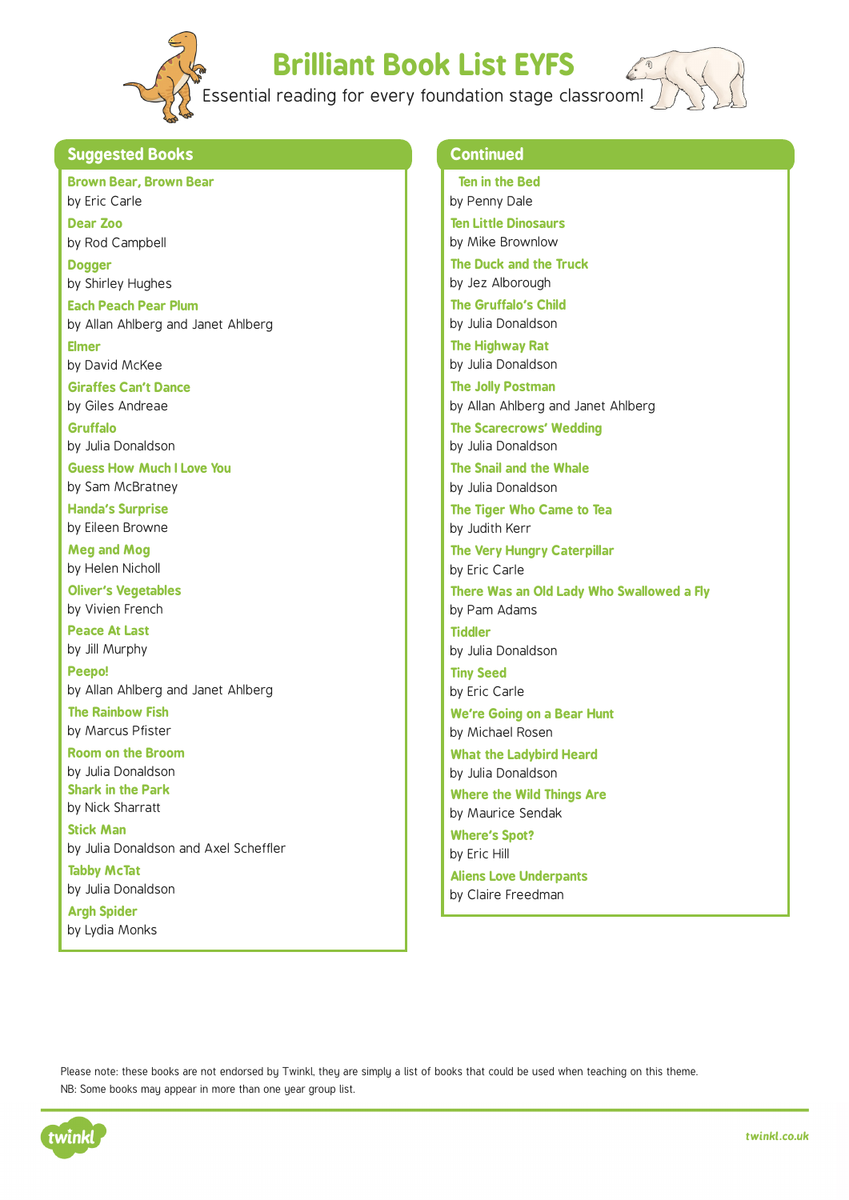# Brilliant Book List EYFS

Essential reading for every foundation stage classroom!

## Suggested Books

**Brown Bear, Brown Bear**
by Eric Carle

**Dear Zoo**
by Rod Campbell

**Dogger**
by Shirley Hughes

**Each Peach Pear Plum**
by Allan Ahlberg and Janet Ahlberg

**Elmer**
by David McKee

**Giraffes Can't Dance**
by Giles Andreae

**Gruffalo**
by Julia Donaldson

**Guess How Much I Love You**
by Sam McBratney

**Handa's Surprise**
by Eileen Browne

**Meg and Mog**
by Helen Nicholl

**Oliver's Vegetables**
by Vivien French

**Peace At Last**
by Jill Murphy

**Peepo!**
by Allan Ahlberg and Janet Ahlberg

**The Rainbow Fish**
by Marcus Pfister

**Room on the Broom**
by Julia Donaldson

**Shark in the Park**
by Nick Sharratt

**Stick Man**
by Julia Donaldson and Axel Scheffler

**Tabby McTat**
by Julia Donaldson

**Argh Spider**
by Lydia Monks

## Continued

**Ten in the Bed**
by Penny Dale

**Ten Little Dinosaurs**
by Mike Brownlow

**The Duck and the Truck**
by Jez Alborough

**The Gruffalo's Child**
by Julia Donaldson

**The Highway Rat**
by Julia Donaldson

**The Jolly Postman**
by Allan Ahlberg and Janet Ahlberg

**The Scarecrows' Wedding**
by Julia Donaldson

**The Snail and the Whale**
by Julia Donaldson

**The Tiger Who Came to Tea**
by Judith Kerr

**The Very Hungry Caterpillar**
by Eric Carle

**There Was an Old Lady Who Swallowed a Fly**
by Pam Adams

**Tiddler**
by Julia Donaldson

**Tiny Seed**
by Eric Carle

**We're Going on a Bear Hunt**
by Michael Rosen

**What the Ladybird Heard**
by Julia Donaldson

**Where the Wild Things Are**
by Maurice Sendak

**Where's Spot?**
by Eric Hill

**Aliens Love Underpants**
by Claire Freedman

Please note: these books are not endorsed by Twinkl, they are simply a list of books that could be used when teaching on this theme.
NB: Some books may appear in more than one year group list.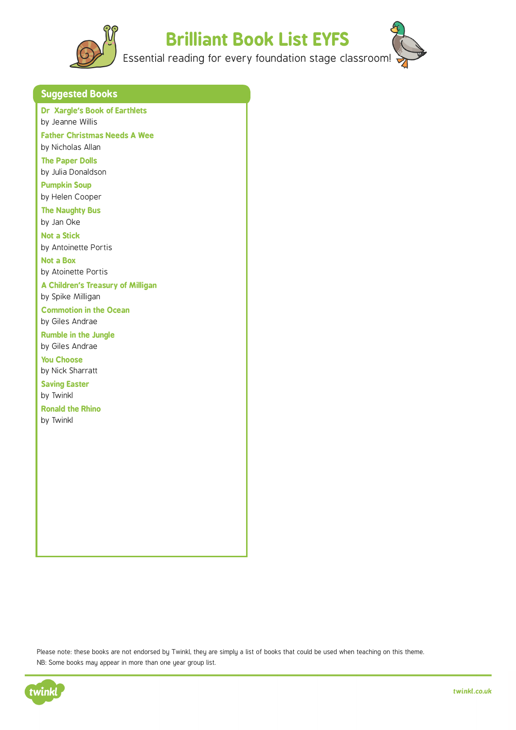# Brilliant Book List EYFS

Essential reading for every foundation stage classroom!

## Suggested Books

**Dr Xargle's Book of Earthlets**
by Jeanne Willis

**Father Christmas Needs A Wee**
by Nicholas Allan

**The Paper Dolls**
by Julia Donaldson

**Pumpkin Soup**
by Helen Cooper

**The Naughty Bus**
by Jan Oke

**Not a Stick**
by Antoinette Portis

**Not a Box**
by Atoinette Portis

**A Children's Treasury of Milligan**
by Spike Milligan

**Commotion in the Ocean**
by Giles Andrae

**Rumble in the Jungle**
by Giles Andrae

**You Choose**
by Nick Sharratt

**Saving Easter**
by Twinkl

**Ronald the Rhino**
by Twinkl

Please note: these books are not endorsed by Twinkl, they are simply a list of books that could be used when teaching on this theme.
NB: Some books may appear in more than one year group list.